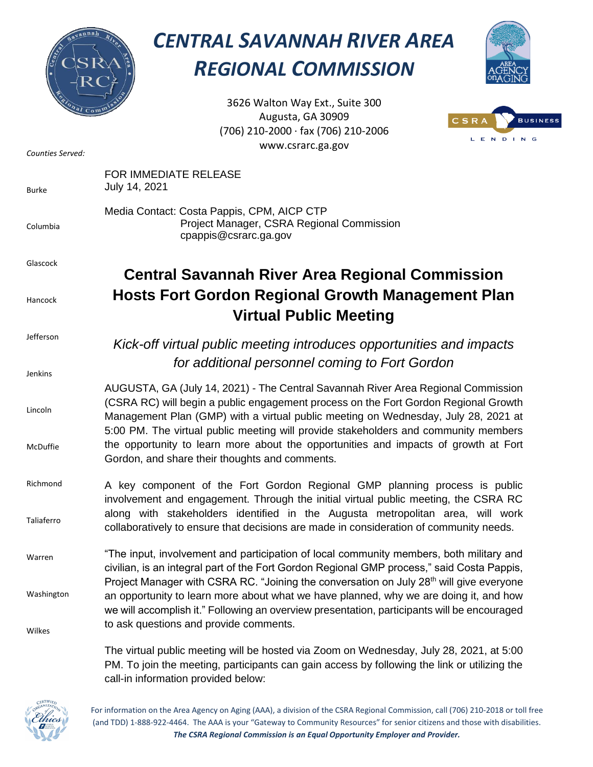# CENTRAL SAVANNAH RIVER AREA REGIONAL COMMISSION

3626 Walton Way Ext., Suite 300
Augusta, GA 30909
(706) 210-2000 · fax (706) 210-2006
www.csrarc.ga.gov

*Counties Served:*

Burke
Columbia
Glascock
Hancock
Jefferson
Jenkins
Lincoln
McDuffie
Richmond
Taliaferro
Warren
Washington
Wilkes

FOR IMMEDIATE RELEASE
July 14, 2021

Media Contact: Costa Pappis, CPM, AICP CTP
Project Manager, CSRA Regional Commission
cpappis@csrarc.ga.gov

## Central Savannah River Area Regional Commission Hosts Fort Gordon Regional Growth Management Plan Virtual Public Meeting

*Kick-off virtual public meeting introduces opportunities and impacts for additional personnel coming to Fort Gordon*

AUGUSTA, GA (July 14, 2021) - The Central Savannah River Area Regional Commission (CSRA RC) will begin a public engagement process on the Fort Gordon Regional Growth Management Plan (GMP) with a virtual public meeting on Wednesday, July 28, 2021 at 5:00 PM. The virtual public meeting will provide stakeholders and community members the opportunity to learn more about the opportunities and impacts of growth at Fort Gordon, and share their thoughts and comments.

A key component of the Fort Gordon Regional GMP planning process is public involvement and engagement. Through the initial virtual public meeting, the CSRA RC along with stakeholders identified in the Augusta metropolitan area, will work collaboratively to ensure that decisions are made in consideration of community needs.

"The input, involvement and participation of local community members, both military and civilian, is an integral part of the Fort Gordon Regional GMP process," said Costa Pappis, Project Manager with CSRA RC. "Joining the conversation on July 28th will give everyone an opportunity to learn more about what we have planned, why we are doing it, and how we will accomplish it." Following an overview presentation, participants will be encouraged to ask questions and provide comments.

The virtual public meeting will be hosted via Zoom on Wednesday, July 28, 2021, at 5:00 PM. To join the meeting, participants can gain access by following the link or utilizing the call-in information provided below:

For information on the Area Agency on Aging (AAA), a division of the CSRA Regional Commission, call (706) 210-2018 or toll free (and TDD) 1-888-922-4464. The AAA is your "Gateway to Community Resources" for senior citizens and those with disabilities.
***The CSRA Regional Commission is an Equal Opportunity Employer and Provider.***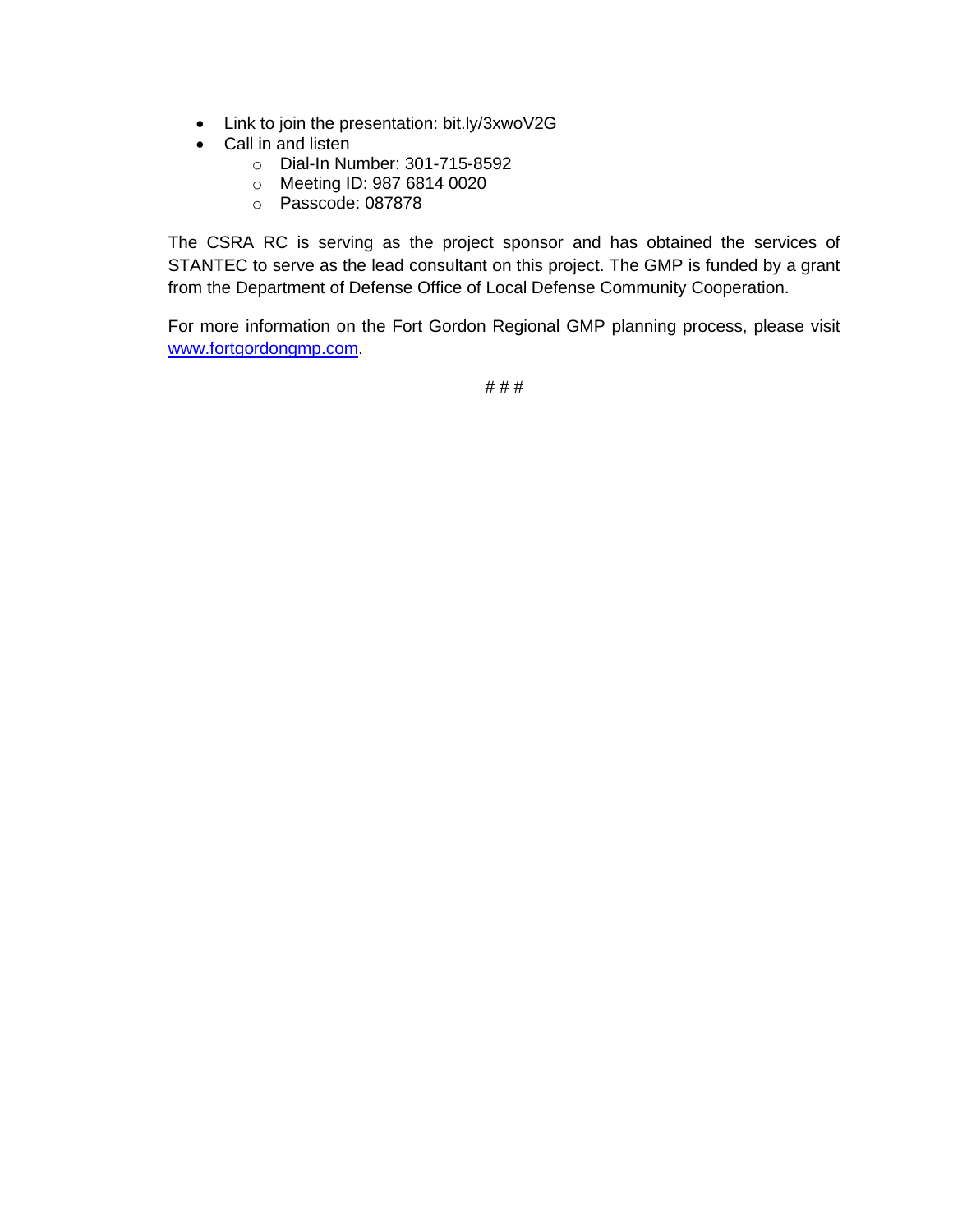- Link to join the presentation: bit.ly/3xwoV2G
- Call in and listen
  - Dial-In Number: 301-715-8592
  - Meeting ID: 987 6814 0020
  - Passcode: 087878

The CSRA RC is serving as the project sponsor and has obtained the services of STANTEC to serve as the lead consultant on this project. The GMP is funded by a grant from the Department of Defense Office of Local Defense Community Cooperation.

For more information on the Fort Gordon Regional GMP planning process, please visit [www.fortgordongmp.com](www.fortgordongmp.com).

# # #